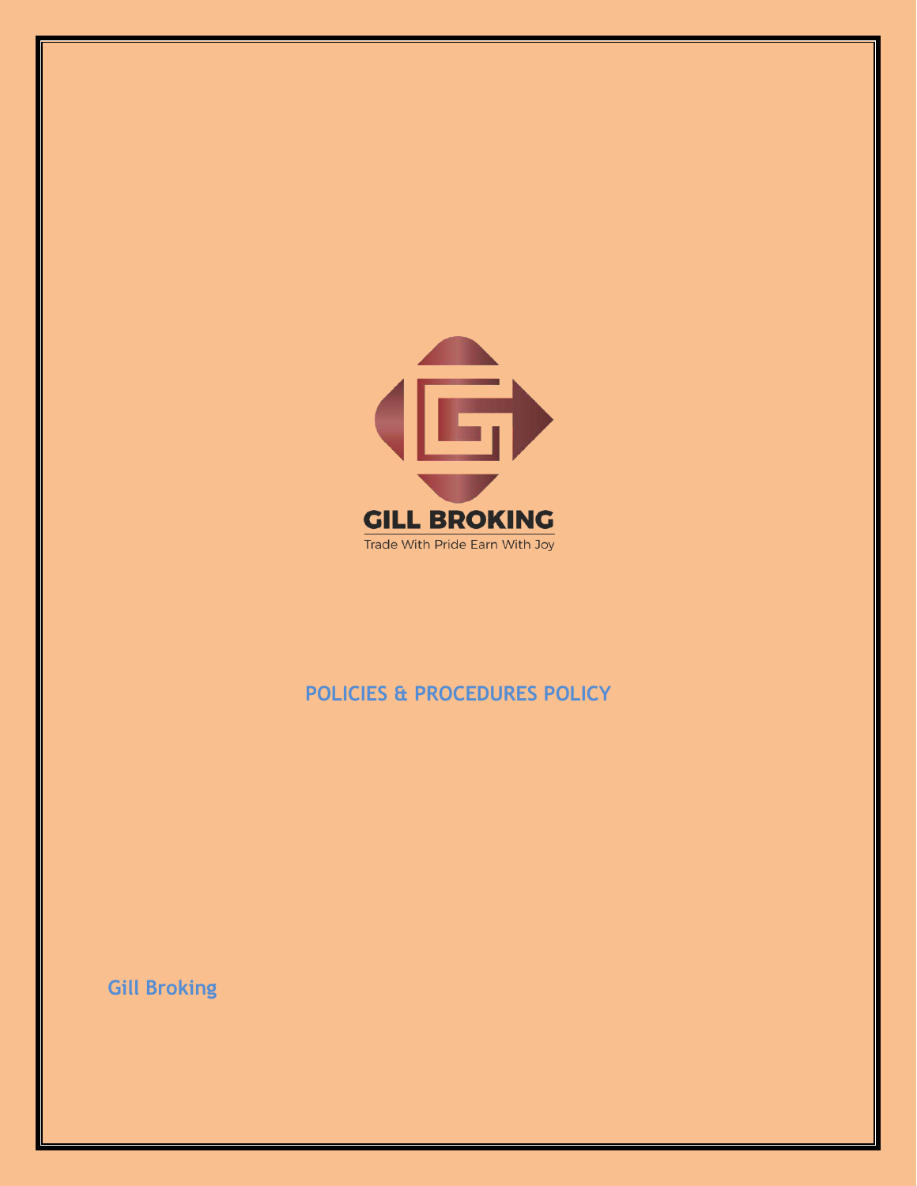GILL BROKING

Trade With Pride Earn With Joy

# POLICIES & PROCEDURES POLICY

Gill Broking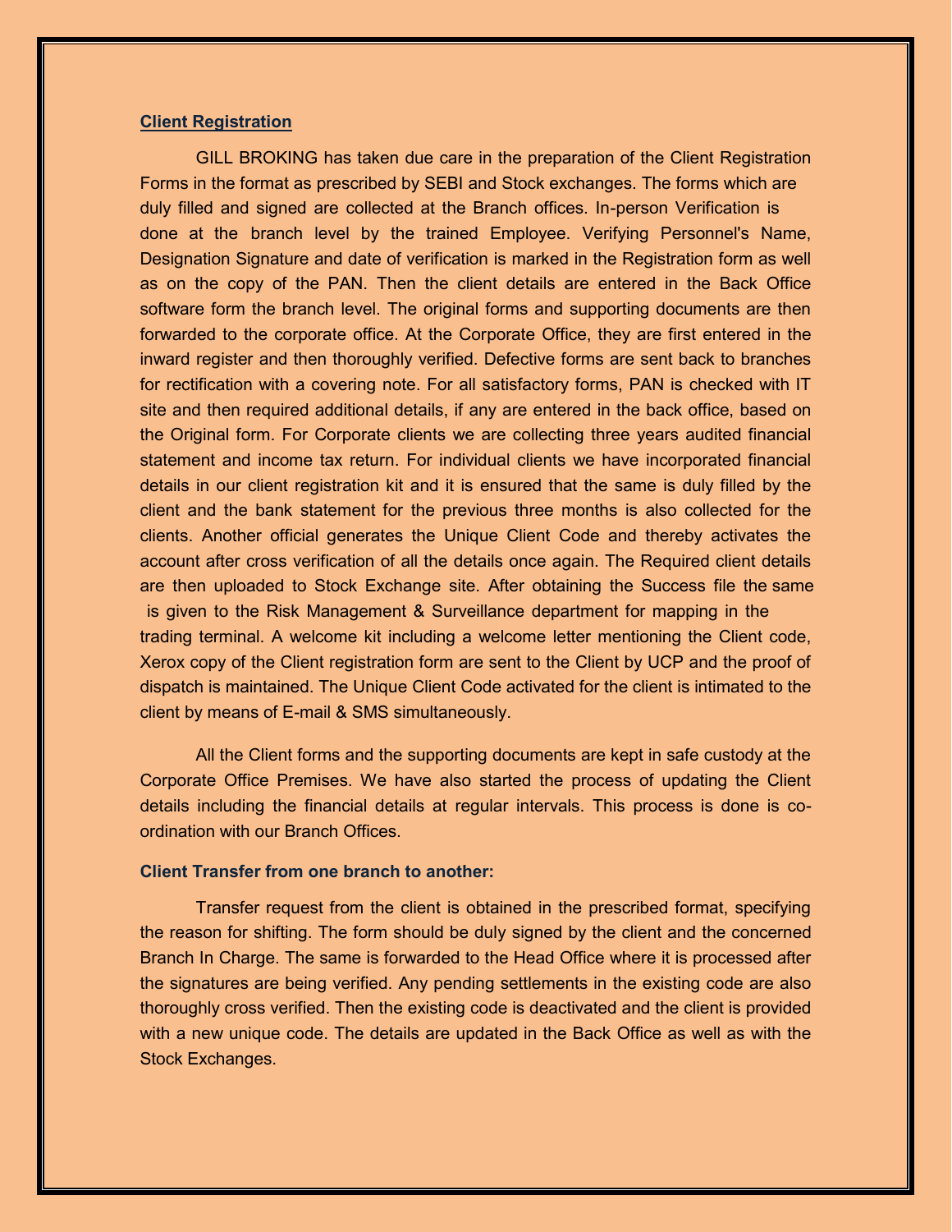## Client Registration

GILL BROKING has taken due care in the preparation of the Client Registration Forms in the format as prescribed by SEBI and Stock exchanges. The forms which are duly filled and signed are collected at the Branch offices. In-person Verification is done at the branch level by the trained Employee. Verifying Personnel's Name, Designation Signature and date of verification is marked in the Registration form as well as on the copy of the PAN. Then the client details are entered in the Back Office software form the branch level. The original forms and supporting documents are then forwarded to the corporate office. At the Corporate Office, they are first entered in the inward register and then thoroughly verified. Defective forms are sent back to branches for rectification with a covering note. For all satisfactory forms, PAN is checked with IT site and then required additional details, if any are entered in the back office, based on the Original form. For Corporate clients we are collecting three years audited financial statement and income tax return. For individual clients we have incorporated financial details in our client registration kit and it is ensured that the same is duly filled by the client and the bank statement for the previous three months is also collected for the clients. Another official generates the Unique Client Code and thereby activates the account after cross verification of all the details once again. The Required client details are then uploaded to Stock Exchange site. After obtaining the Success file the same is given to the Risk Management & Surveillance department for mapping in the trading terminal. A welcome kit including a welcome letter mentioning the Client code, Xerox copy of the Client registration form are sent to the Client by UCP and the proof of dispatch is maintained. The Unique Client Code activated for the client is intimated to the client by means of E-mail & SMS simultaneously.

All the Client forms and the supporting documents are kept in safe custody at the Corporate Office Premises. We have also started the process of updating the Client details including the financial details at regular intervals. This process is done is co-ordination with our Branch Offices.

### Client Transfer from one branch to another:

Transfer request from the client is obtained in the prescribed format, specifying the reason for shifting. The form should be duly signed by the client and the concerned Branch In Charge. The same is forwarded to the Head Office where it is processed after the signatures are being verified. Any pending settlements in the existing code are also thoroughly cross verified. Then the existing code is deactivated and the client is provided with a new unique code. The details are updated in the Back Office as well as with the Stock Exchanges.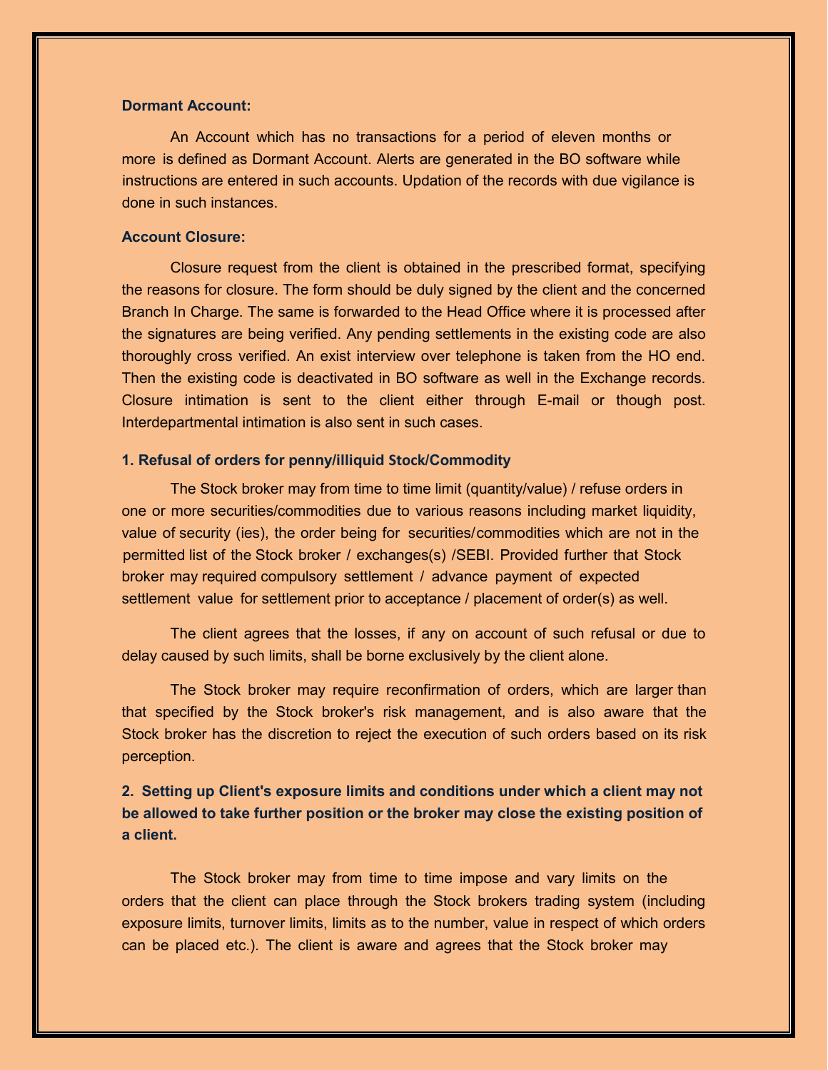**Dormant Account:**

An Account which has no transactions for a period of eleven months or more is defined as Dormant Account. Alerts are generated in the BO software while instructions are entered in such accounts. Updation of the records with due vigilance is done in such instances.

**Account Closure:**

Closure request from the client is obtained in the prescribed format, specifying the reasons for closure. The form should be duly signed by the client and the concerned Branch In Charge. The same is forwarded to the Head Office where it is processed after the signatures are being verified. Any pending settlements in the existing code are also thoroughly cross verified. An exist interview over telephone is taken from the HO end. Then the existing code is deactivated in BO software as well in the Exchange records. Closure intimation is sent to the client either through E-mail or though post. Interdepartmental intimation is also sent in such cases.

### 1. Refusal of orders for penny/illiquid Stock/Commodity

The Stock broker may from time to time limit (quantity/value) / refuse orders in one or more securities/commodities due to various reasons including market liquidity, value of security (ies), the order being for securities/commodities which are not in the permitted list of the Stock broker / exchanges(s) /SEBI. Provided further that Stock broker may required compulsory settlement / advance payment of expected settlement value for settlement prior to acceptance / placement of order(s) as well.

The client agrees that the losses, if any on account of such refusal or due to delay caused by such limits, shall be borne exclusively by the client alone.

The Stock broker may require reconfirmation of orders, which are larger than that specified by the Stock broker's risk management, and is also aware that the Stock broker has the discretion to reject the execution of such orders based on its risk perception.

### 2. Setting up Client's exposure limits and conditions under which a client may not be allowed to take further position or the broker may close the existing position of a client.

The Stock broker may from time to time impose and vary limits on the orders that the client can place through the Stock brokers trading system (including exposure limits, turnover limits, limits as to the number, value in respect of which orders can be placed etc.). The client is aware and agrees that the Stock broker may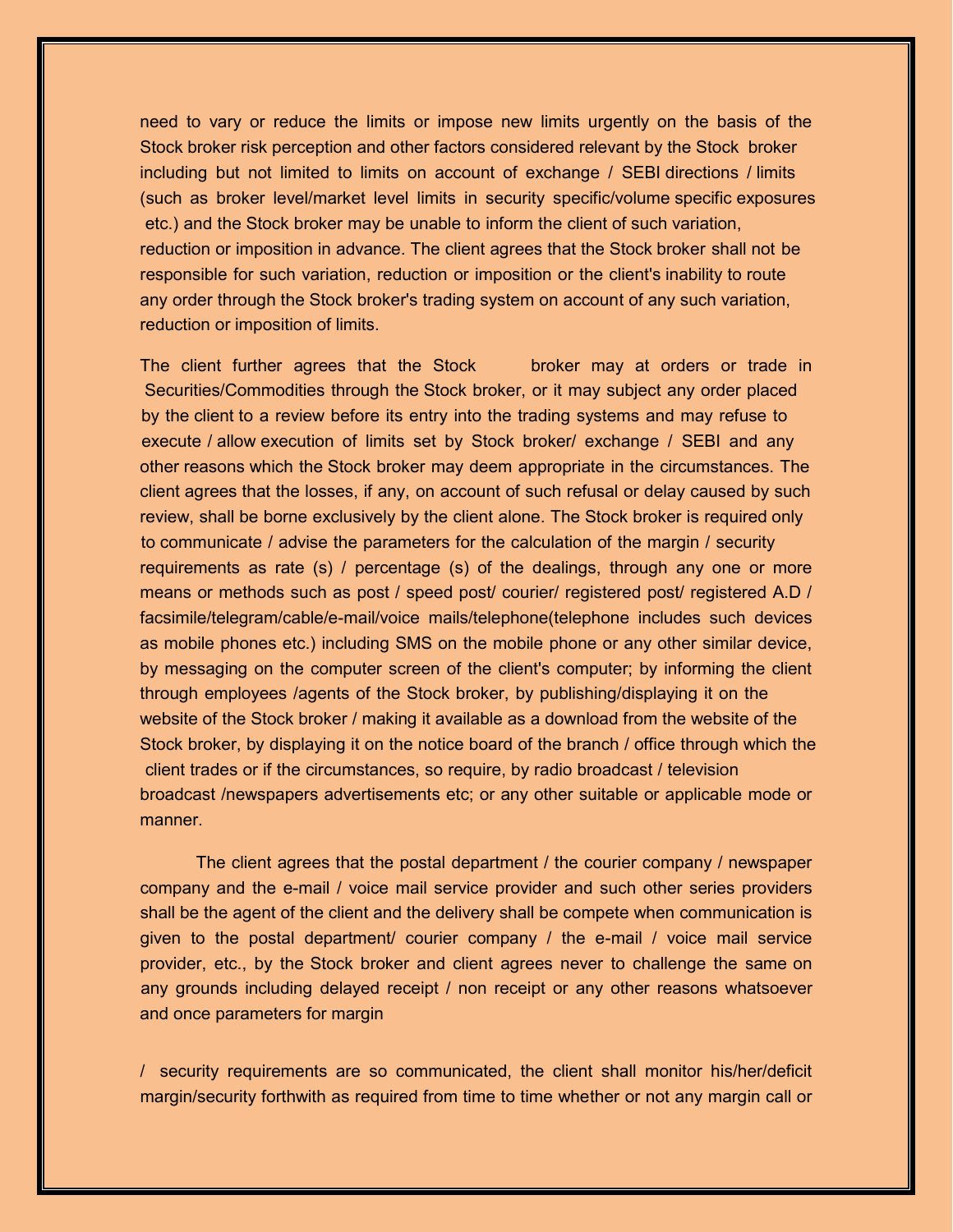need to vary or reduce the limits or impose new limits urgently on the basis of the Stock broker risk perception and other factors considered relevant by the Stock broker including but not limited to limits on account of exchange / SEBI directions / limits (such as broker level/market level limits in security specific/volume specific exposures etc.) and the Stock broker may be unable to inform the client of such variation, reduction or imposition in advance. The client agrees that the Stock broker shall not be responsible for such variation, reduction or imposition or the client's inability to route any order through the Stock broker's trading system on account of any such variation, reduction or imposition of limits.

The client further agrees that the Stock broker may at orders or trade in Securities/Commodities through the Stock broker, or it may subject any order placed by the client to a review before its entry into the trading systems and may refuse to execute / allow execution of limits set by Stock broker/ exchange / SEBI and any other reasons which the Stock broker may deem appropriate in the circumstances. The client agrees that the losses, if any, on account of such refusal or delay caused by such review, shall be borne exclusively by the client alone. The Stock broker is required only to communicate / advise the parameters for the calculation of the margin / security requirements as rate (s) / percentage (s) of the dealings, through any one or more means or methods such as post / speed post/ courier/ registered post/ registered A.D / facsimile/telegram/cable/e-mail/voice mails/telephone(telephone includes such devices as mobile phones etc.) including SMS on the mobile phone or any other similar device, by messaging on the computer screen of the client's computer; by informing the client through employees /agents of the Stock broker, by publishing/displaying it on the website of the Stock broker / making it available as a download from the website of the Stock broker, by displaying it on the notice board of the branch / office through which the client trades or if the circumstances, so require, by radio broadcast / television broadcast /newspapers advertisements etc; or any other suitable or applicable mode or manner.

The client agrees that the postal department / the courier company / newspaper company and the e-mail / voice mail service provider and such other series providers shall be the agent of the client and the delivery shall be compete when communication is given to the postal department/ courier company / the e-mail / voice mail service provider, etc., by the Stock broker and client agrees never to challenge the same on any grounds including delayed receipt / non receipt or any other reasons whatsoever and once parameters for margin

/ security requirements are so communicated, the client shall monitor his/her/deficit margin/security forthwith as required from time to time whether or not any margin call or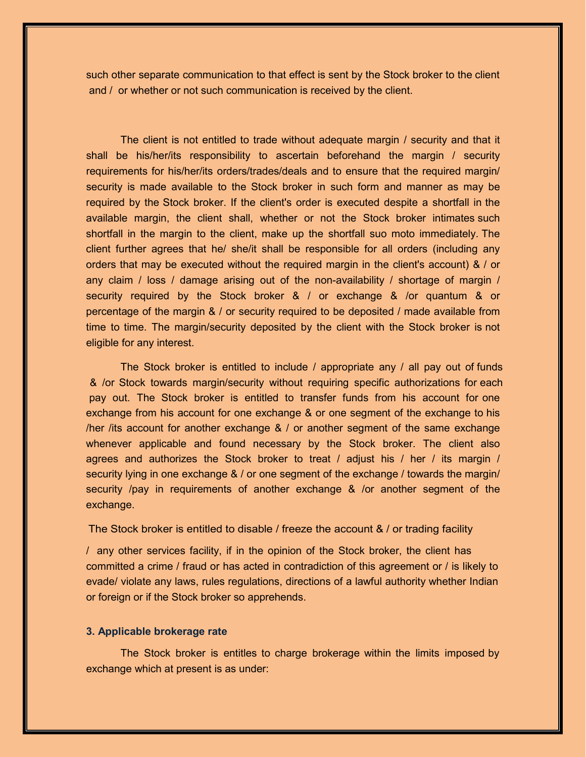such other separate communication to that effect is sent by the Stock broker to the client and / or whether or not such communication is received by the client.

The client is not entitled to trade without adequate margin / security and that it shall be his/her/its responsibility to ascertain beforehand the margin / security requirements for his/her/its orders/trades/deals and to ensure that the required margin/ security is made available to the Stock broker in such form and manner as may be required by the Stock broker. If the client's order is executed despite a shortfall in the available margin, the client shall, whether or not the Stock broker intimates such shortfall in the margin to the client, make up the shortfall suo moto immediately. The client further agrees that he/ she/it shall be responsible for all orders (including any orders that may be executed without the required margin in the client's account) & / or any claim / loss / damage arising out of the non-availability / shortage of margin / security required by the Stock broker & / or exchange & /or quantum & or percentage of the margin & / or security required to be deposited / made available from time to time. The margin/security deposited by the client with the Stock broker is not eligible for any interest.

The Stock broker is entitled to include / appropriate any / all pay out of funds & /or Stock towards margin/security without requiring specific authorizations for each pay out. The Stock broker is entitled to transfer funds from his account for one exchange from his account for one exchange & or one segment of the exchange to his /her /its account for another exchange & / or another segment of the same exchange whenever applicable and found necessary by the Stock broker. The client also agrees and authorizes the Stock broker to treat / adjust his / her / its margin / security lying in one exchange & / or one segment of the exchange / towards the margin/ security /pay in requirements of another exchange & /or another segment of the exchange.

The Stock broker is entitled to disable / freeze the account & / or trading facility / any other services facility, if in the opinion of the Stock broker, the client has committed a crime / fraud or has acted in contradiction of this agreement or / is likely to evade/ violate any laws, rules regulations, directions of a lawful authority whether Indian or foreign or if the Stock broker so apprehends.

### 3. Applicable brokerage rate

The Stock broker is entitles to charge brokerage within the limits imposed by exchange which at present is as under: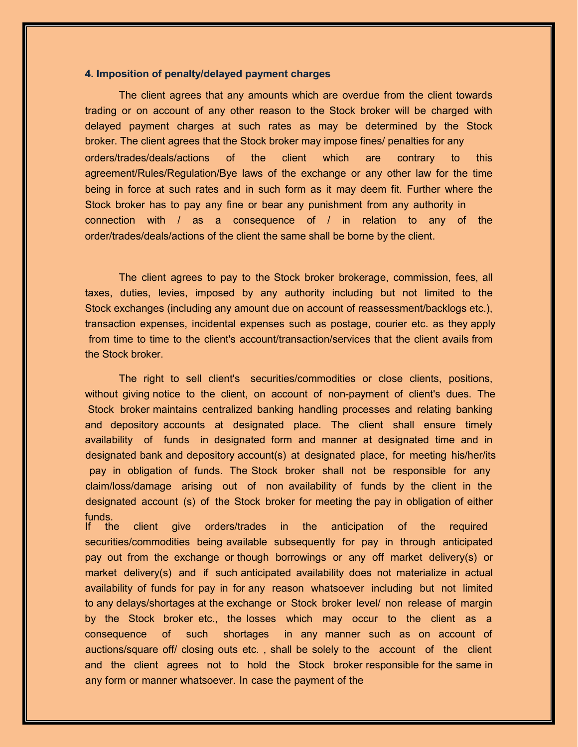### 4. Imposition of penalty/delayed payment charges

The client agrees that any amounts which are overdue from the client towards trading or on account of any other reason to the Stock broker will be charged with delayed payment charges at such rates as may be determined by the Stock broker. The client agrees that the Stock broker may impose fines/ penalties for any orders/trades/deals/actions of the client which are contrary to this agreement/Rules/Regulation/Bye laws of the exchange or any other law for the time being in force at such rates and in such form as it may deem fit. Further where the Stock broker has to pay any fine or bear any punishment from any authority in connection with / as a consequence of / in relation to any of the order/trades/deals/actions of the client the same shall be borne by the client.

The client agrees to pay to the Stock broker brokerage, commission, fees, all taxes, duties, levies, imposed by any authority including but not limited to the Stock exchanges (including any amount due on account of reassessment/backlogs etc.), transaction expenses, incidental expenses such as postage, courier etc. as they apply from time to time to the client's account/transaction/services that the client avails from the Stock broker.

The right to sell client's securities/commodities or close clients, positions, without giving notice to the client, on account of non-payment of client's dues. The Stock broker maintains centralized banking handling processes and relating banking and depository accounts at designated place. The client shall ensure timely availability of funds in designated form and manner at designated time and in designated bank and depository account(s) at designated place, for meeting his/her/its pay in obligation of funds. The Stock broker shall not be responsible for any claim/loss/damage arising out of non availability of funds by the client in the designated account (s) of the Stock broker for meeting the pay in obligation of either funds.

If the client give orders/trades in the anticipation of the required securities/commodities being available subsequently for pay in through anticipated pay out from the exchange or though borrowings or any off market delivery(s) or market delivery(s) and if such anticipated availability does not materialize in actual availability of funds for pay in for any reason whatsoever including but not limited to any delays/shortages at the exchange or Stock broker level/ non release of margin by the Stock broker etc., the losses which may occur to the client as a consequence of such shortages in any manner such as on account of auctions/square off/ closing outs etc. , shall be solely to the account of the client and the client agrees not to hold the Stock broker responsible for the same in any form or manner whatsoever. In case the payment of the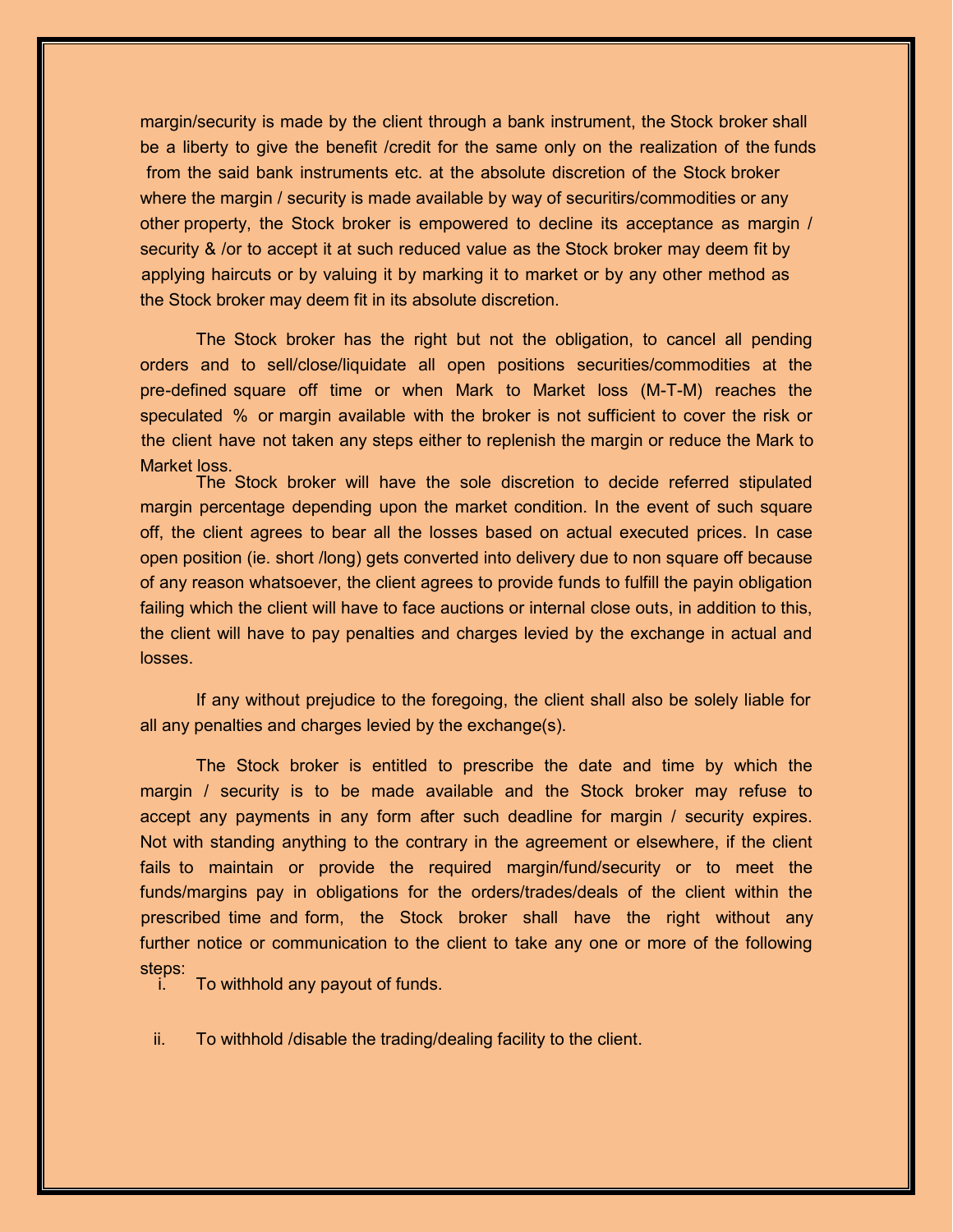margin/security is made by the client through a bank instrument, the Stock broker shall be a liberty to give the benefit /credit for the same only on the realization of the funds from the said bank instruments etc. at the absolute discretion of the Stock broker where the margin / security is made available by way of securitirs/commodities or any other property, the Stock broker is empowered to decline its acceptance as margin / security & /or to accept it at such reduced value as the Stock broker may deem fit by applying haircuts or by valuing it by marking it to market or by any other method as the Stock broker may deem fit in its absolute discretion.

The Stock broker has the right but not the obligation, to cancel all pending orders and to sell/close/liquidate all open positions securities/commodities at the pre-defined square off time or when Mark to Market loss (M-T-M) reaches the speculated % or margin available with the broker is not sufficient to cover the risk or the client have not taken any steps either to replenish the margin or reduce the Mark to Market loss.

The Stock broker will have the sole discretion to decide referred stipulated margin percentage depending upon the market condition. In the event of such square off, the client agrees to bear all the losses based on actual executed prices. In case open position (ie. short /long) gets converted into delivery due to non square off because of any reason whatsoever, the client agrees to provide funds to fulfill the payin obligation failing which the client will have to face auctions or internal close outs, in addition to this, the client will have to pay penalties and charges levied by the exchange in actual and losses.

If any without prejudice to the foregoing, the client shall also be solely liable for all any penalties and charges levied by the exchange(s).

The Stock broker is entitled to prescribe the date and time by which the margin / security is to be made available and the Stock broker may refuse to accept any payments in any form after such deadline for margin / security expires. Not with standing anything to the contrary in the agreement or elsewhere, if the client fails to maintain or provide the required margin/fund/security or to meet the funds/margins pay in obligations for the orders/trades/deals of the client within the prescribed time and form, the Stock broker shall have the right without any further notice or communication to the client to take any one or more of the following steps:

i. To withhold any payout of funds.

ii. To withhold /disable the trading/dealing facility to the client.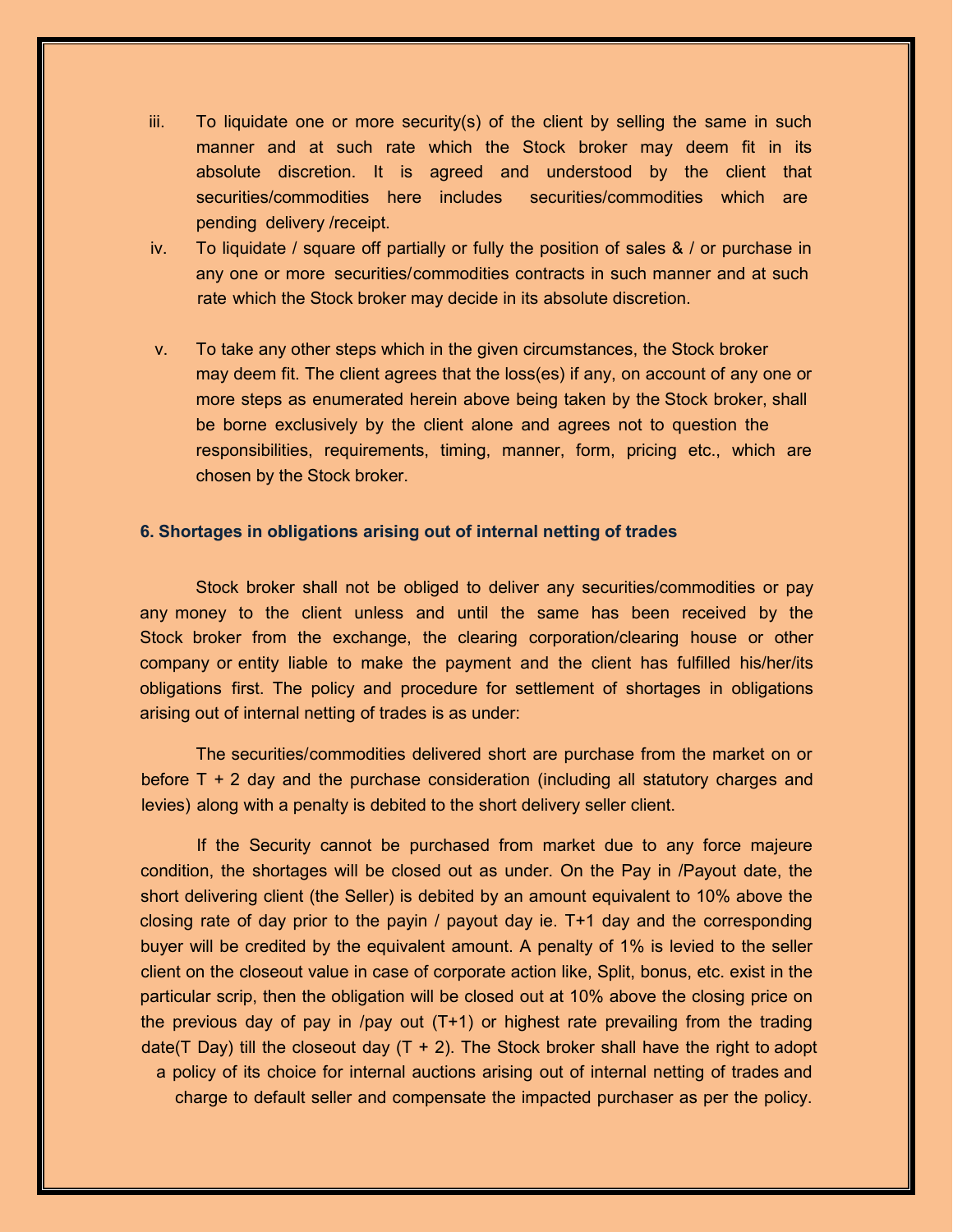iii. To liquidate one or more security(s) of the client by selling the same in such manner and at such rate which the Stock broker may deem fit in its absolute discretion. It is agreed and understood by the client that securities/commodities here includes securities/commodities which are pending delivery /receipt.

iv. To liquidate / square off partially or fully the position of sales & / or purchase in any one or more securities/commodities contracts in such manner and at such rate which the Stock broker may decide in its absolute discretion.

v. To take any other steps which in the given circumstances, the Stock broker may deem fit. The client agrees that the loss(es) if any, on account of any one or more steps as enumerated herein above being taken by the Stock broker, shall be borne exclusively by the client alone and agrees not to question the responsibilities, requirements, timing, manner, form, pricing etc., which are chosen by the Stock broker.

### 6. Shortages in obligations arising out of internal netting of trades

Stock broker shall not be obliged to deliver any securities/commodities or pay any money to the client unless and until the same has been received by the Stock broker from the exchange, the clearing corporation/clearing house or other company or entity liable to make the payment and the client has fulfilled his/her/its obligations first. The policy and procedure for settlement of shortages in obligations arising out of internal netting of trades is as under:

The securities/commodities delivered short are purchase from the market on or before T + 2 day and the purchase consideration (including all statutory charges and levies) along with a penalty is debited to the short delivery seller client.

If the Security cannot be purchased from market due to any force majeure condition, the shortages will be closed out as under. On the Pay in /Payout date, the short delivering client (the Seller) is debited by an amount equivalent to 10% above the closing rate of day prior to the payin / payout day ie. T+1 day and the corresponding buyer will be credited by the equivalent amount. A penalty of 1% is levied to the seller client on the closeout value in case of corporate action like, Split, bonus, etc. exist in the particular scrip, then the obligation will be closed out at 10% above the closing price on the previous day of pay in /pay out (T+1) or highest rate prevailing from the trading date(T Day) till the closeout day (T + 2). The Stock broker shall have the right to adopt a policy of its choice for internal auctions arising out of internal netting of trades and charge to default seller and compensate the impacted purchaser as per the policy.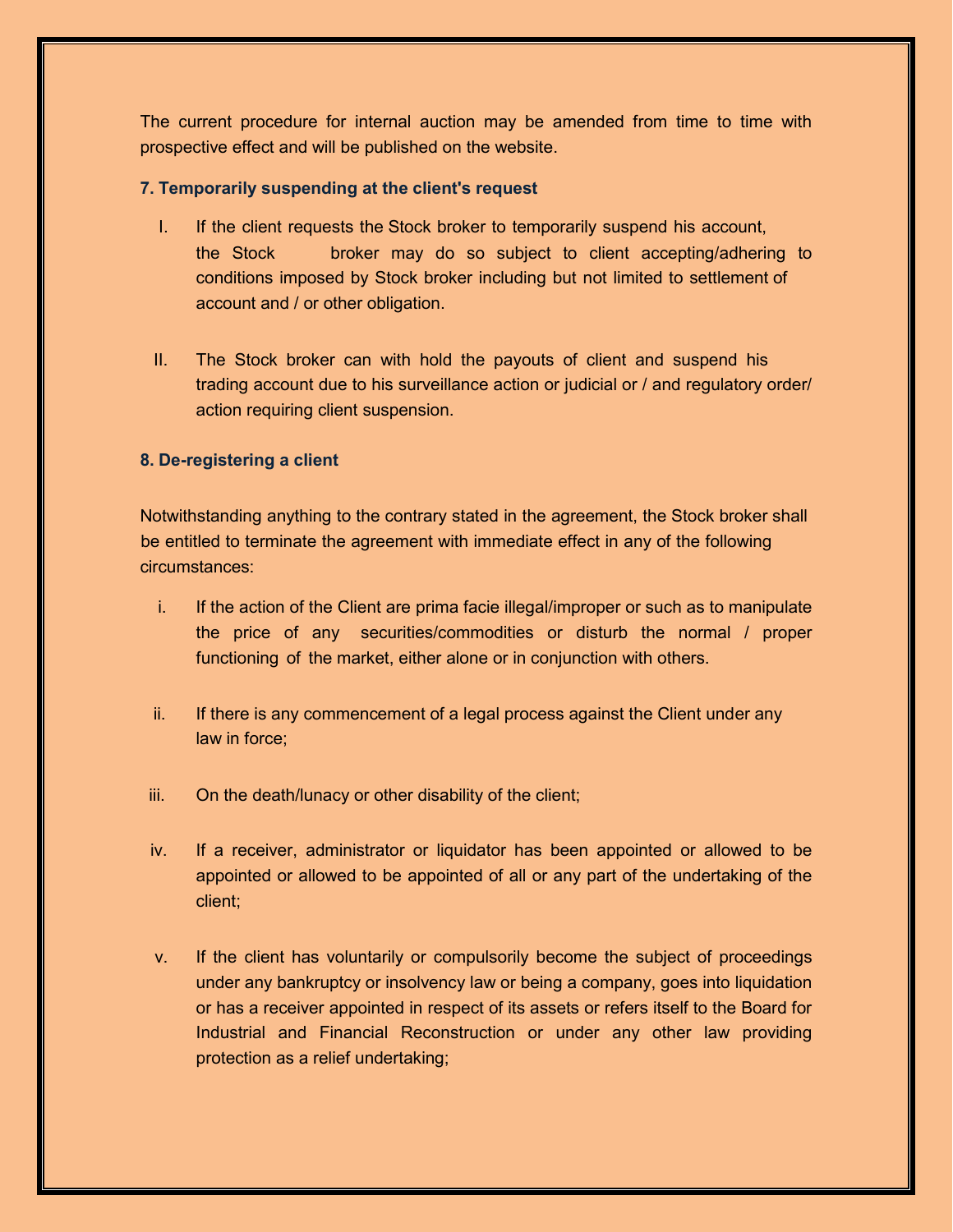The current procedure for internal auction may be amended from time to time with prospective effect and will be published on the website.

### 7. Temporarily suspending at the client's request

I. If the client requests the Stock broker to temporarily suspend his account, the Stock broker may do so subject to client accepting/adhering to conditions imposed by Stock broker including but not limited to settlement of account and / or other obligation.

II. The Stock broker can with hold the payouts of client and suspend his trading account due to his surveillance action or judicial or / and regulatory order/ action requiring client suspension.

### 8. De-registering a client

Notwithstanding anything to the contrary stated in the agreement, the Stock broker shall be entitled to terminate the agreement with immediate effect in any of the following circumstances:

i. If the action of the Client are prima facie illegal/improper or such as to manipulate the price of any securities/commodities or disturb the normal / proper functioning of the market, either alone or in conjunction with others.

ii. If there is any commencement of a legal process against the Client under any law in force;

iii. On the death/lunacy or other disability of the client;

iv. If a receiver, administrator or liquidator has been appointed or allowed to be appointed or allowed to be appointed of all or any part of the undertaking of the client;

v. If the client has voluntarily or compulsorily become the subject of proceedings under any bankruptcy or insolvency law or being a company, goes into liquidation or has a receiver appointed in respect of its assets or refers itself to the Board for Industrial and Financial Reconstruction or under any other law providing protection as a relief undertaking;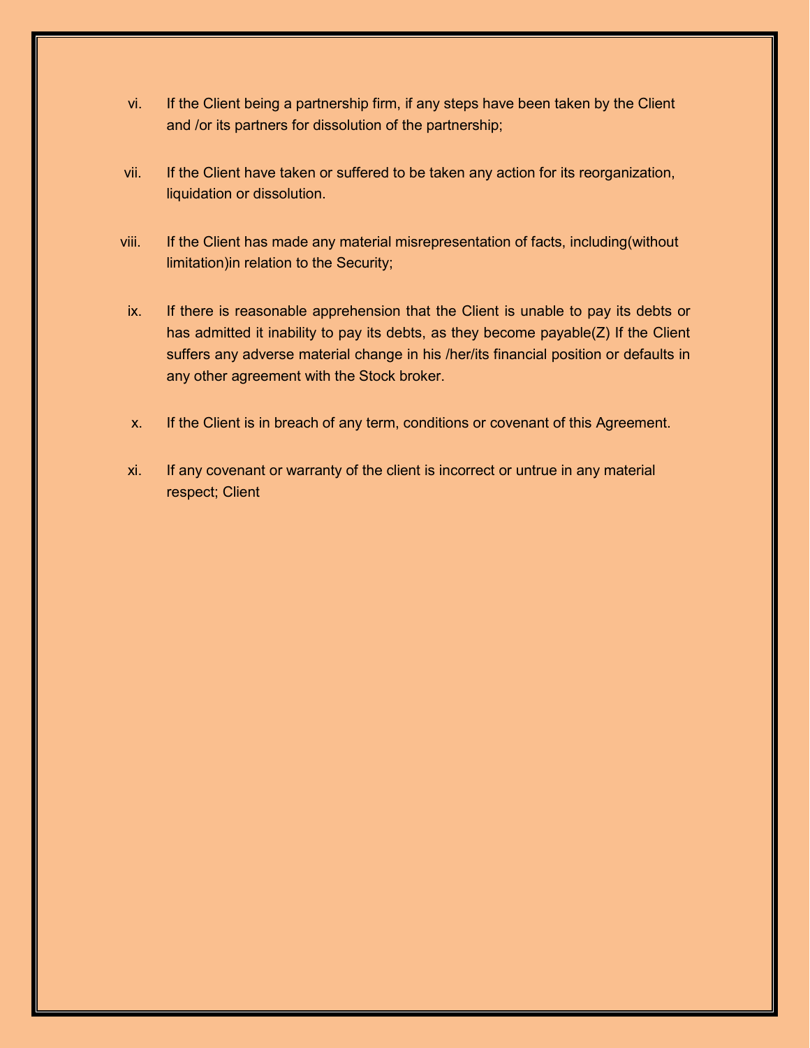vi. If the Client being a partnership firm, if any steps have been taken by the Client and /or its partners for dissolution of the partnership;

vii. If the Client have taken or suffered to be taken any action for its reorganization, liquidation or dissolution.

viii. If the Client has made any material misrepresentation of facts, including(without limitation)in relation to the Security;

ix. If there is reasonable apprehension that the Client is unable to pay its debts or has admitted it inability to pay its debts, as they become payable(Z) If the Client suffers any adverse material change in his /her/its financial position or defaults in any other agreement with the Stock broker.

x. If the Client is in breach of any term, conditions or covenant of this Agreement.

xi. If any covenant or warranty of the client is incorrect or untrue in any material respect; Client